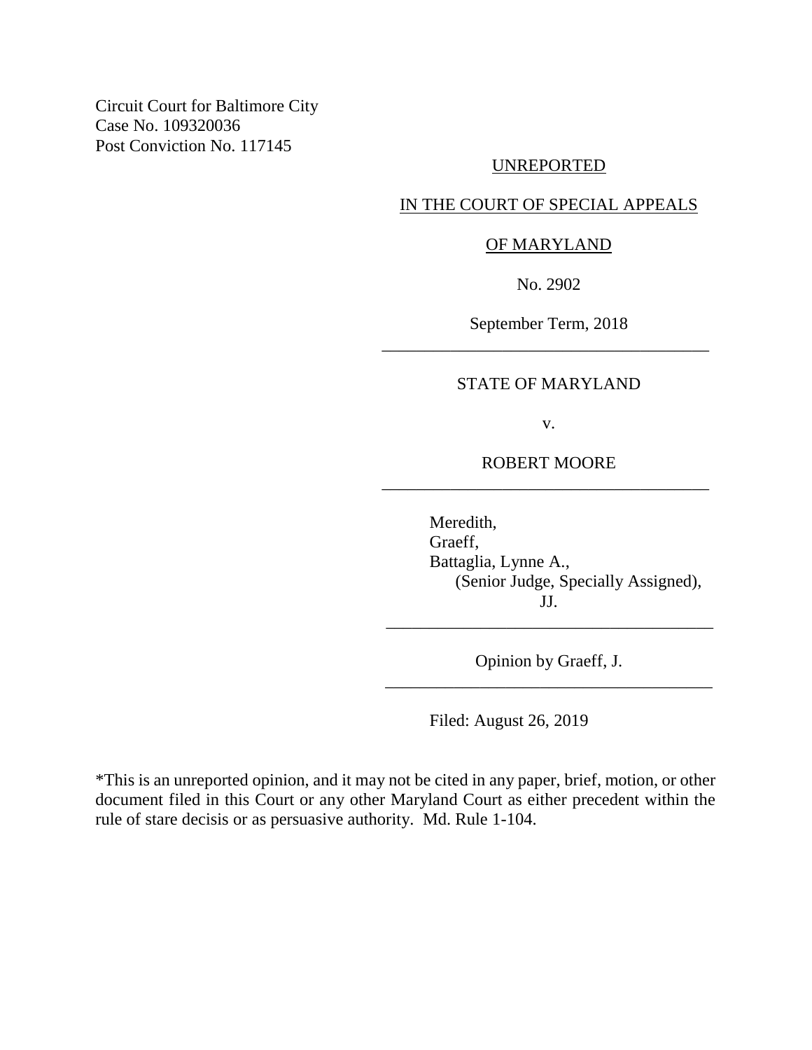Circuit Court for Baltimore City
Case No. 109320036
Post Conviction No. 117145

UNREPORTED

IN THE COURT OF SPECIAL APPEALS

OF MARYLAND

No. 2902

September Term, 2018

---

STATE OF MARYLAND

v.

ROBERT MOORE

---

Meredith,
Graeff,
Battaglia, Lynne A.,
(Senior Judge, Specially Assigned),
JJ.

---

Opinion by Graeff, J.

---

Filed: August 26, 2019

*This is an unreported opinion, and it may not be cited in any paper, brief, motion, or other document filed in this Court or any other Maryland Court as either precedent within the rule of stare decisis or as persuasive authority. Md. Rule 1-104.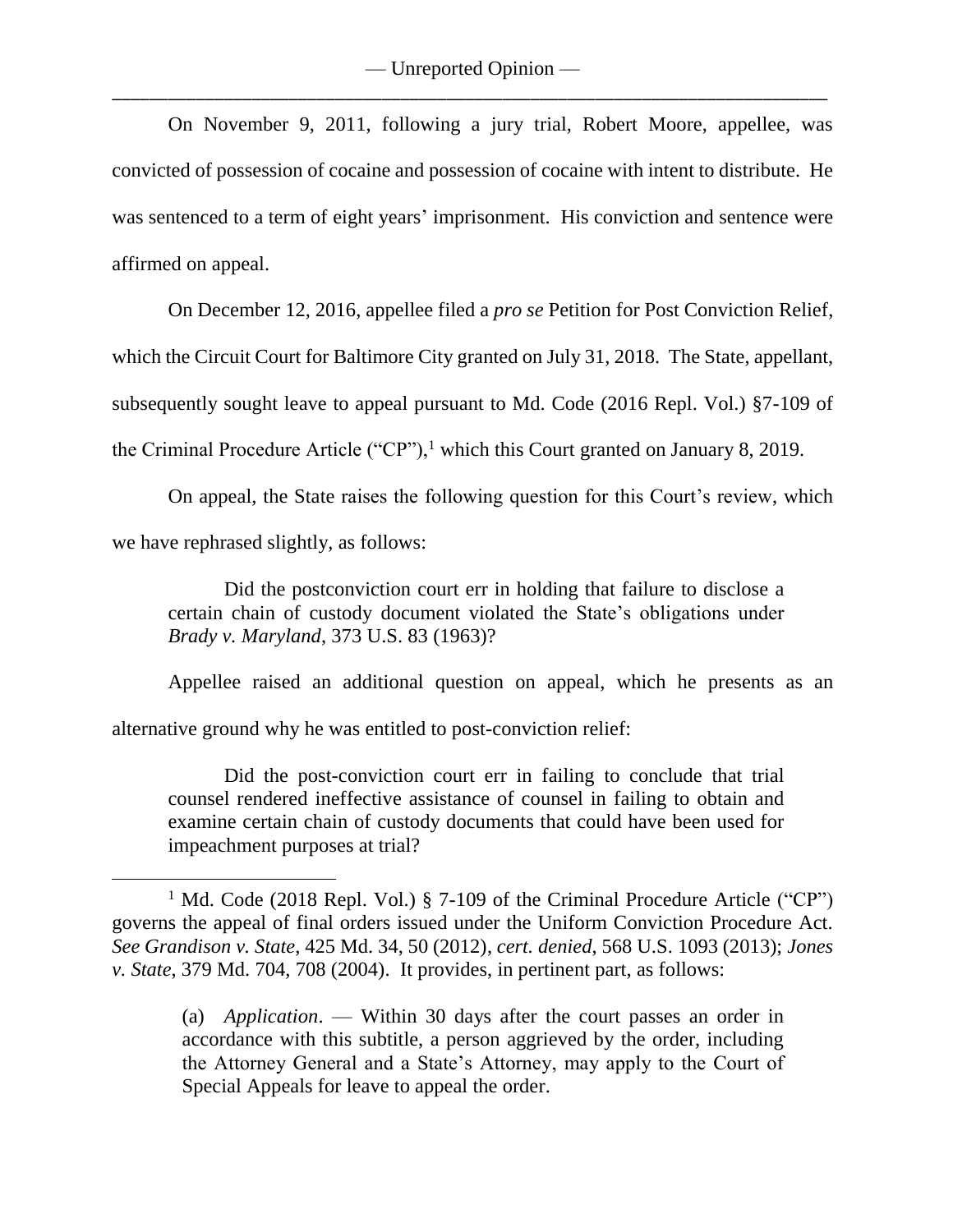On November 9, 2011, following a jury trial, Robert Moore, appellee, was convicted of possession of cocaine and possession of cocaine with intent to distribute. He was sentenced to a term of eight years' imprisonment. His conviction and sentence were affirmed on appeal.

On December 12, 2016, appellee filed a *pro se* Petition for Post Conviction Relief, which the Circuit Court for Baltimore City granted on July 31, 2018. The State, appellant, subsequently sought leave to appeal pursuant to Md. Code (2016 Repl. Vol.) §7-109 of the Criminal Procedure Article ("CP"),[1] which this Court granted on January 8, 2019.

On appeal, the State raises the following question for this Court's review, which we have rephrased slightly, as follows:

> Did the postconviction court err in holding that failure to disclose a certain chain of custody document violated the State's obligations under *Brady v. Maryland*, 373 U.S. 83 (1963)?

Appellee raised an additional question on appeal, which he presents as an alternative ground why he was entitled to post-conviction relief:

> Did the post-conviction court err in failing to conclude that trial counsel rendered ineffective assistance of counsel in failing to obtain and examine certain chain of custody documents that could have been used for impeachment purposes at trial?

---

[1] Md. Code (2018 Repl. Vol.) § 7-109 of the Criminal Procedure Article ("CP") governs the appeal of final orders issued under the Uniform Conviction Procedure Act. *See Grandison v. State*, 425 Md. 34, 50 (2012), *cert. denied*, 568 U.S. 1093 (2013); *Jones v. State*, 379 Md. 704, 708 (2004). It provides, in pertinent part, as follows:

> (a) *Application*. — Within 30 days after the court passes an order in accordance with this subtitle, a person aggrieved by the order, including the Attorney General and a State's Attorney, may apply to the Court of Special Appeals for leave to appeal the order.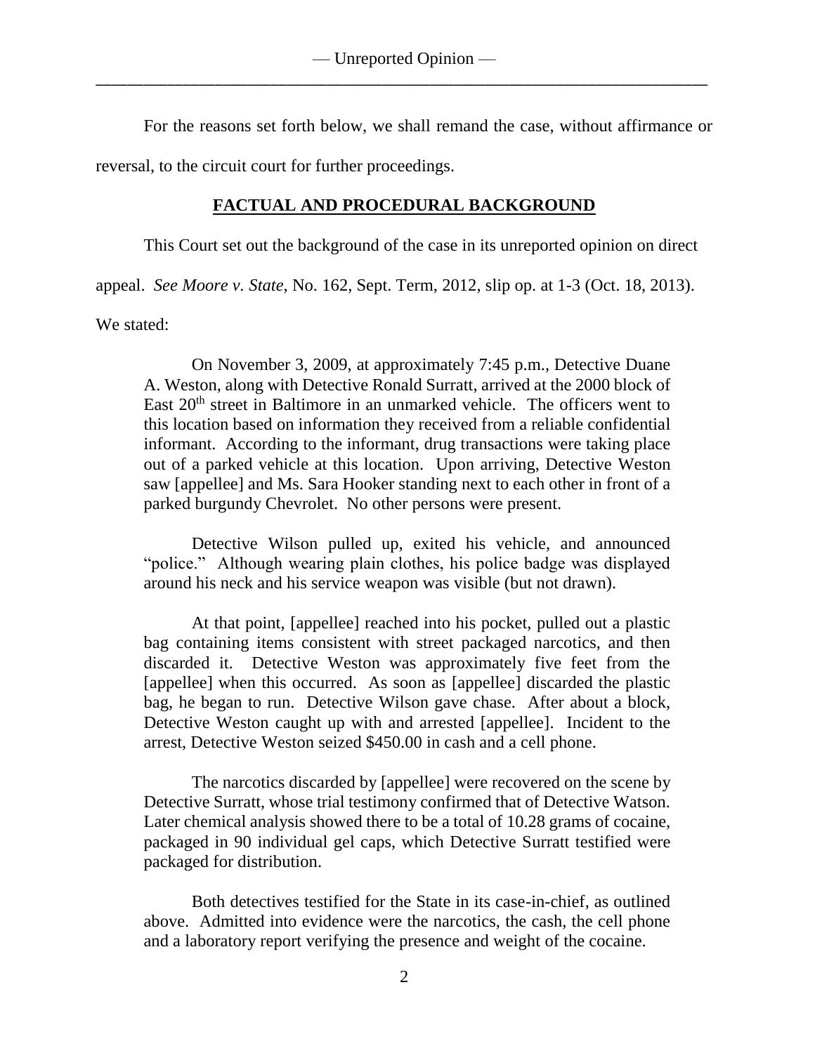For the reasons set forth below, we shall remand the case, without affirmance or reversal, to the circuit court for further proceedings.

## **FACTUAL AND PROCEDURAL BACKGROUND**

This Court set out the background of the case in its unreported opinion on direct appeal. *See Moore v. State*, No. 162, Sept. Term, 2012, slip op. at 1-3 (Oct. 18, 2013). We stated:

> On November 3, 2009, at approximately 7:45 p.m., Detective Duane A. Weston, along with Detective Ronald Surratt, arrived at the 2000 block of East 20th street in Baltimore in an unmarked vehicle. The officers went to this location based on information they received from a reliable confidential informant. According to the informant, drug transactions were taking place out of a parked vehicle at this location. Upon arriving, Detective Weston saw [appellee] and Ms. Sara Hooker standing next to each other in front of a parked burgundy Chevrolet. No other persons were present.
>
> Detective Wilson pulled up, exited his vehicle, and announced "police." Although wearing plain clothes, his police badge was displayed around his neck and his service weapon was visible (but not drawn).
>
> At that point, [appellee] reached into his pocket, pulled out a plastic bag containing items consistent with street packaged narcotics, and then discarded it. Detective Weston was approximately five feet from the [appellee] when this occurred. As soon as [appellee] discarded the plastic bag, he began to run. Detective Wilson gave chase. After about a block, Detective Weston caught up with and arrested [appellee]. Incident to the arrest, Detective Weston seized $450.00 in cash and a cell phone.
>
> The narcotics discarded by [appellee] were recovered on the scene by Detective Surratt, whose trial testimony confirmed that of Detective Watson. Later chemical analysis showed there to be a total of 10.28 grams of cocaine, packaged in 90 individual gel caps, which Detective Surratt testified were packaged for distribution.
>
> Both detectives testified for the State in its case-in-chief, as outlined above. Admitted into evidence were the narcotics, the cash, the cell phone and a laboratory report verifying the presence and weight of the cocaine.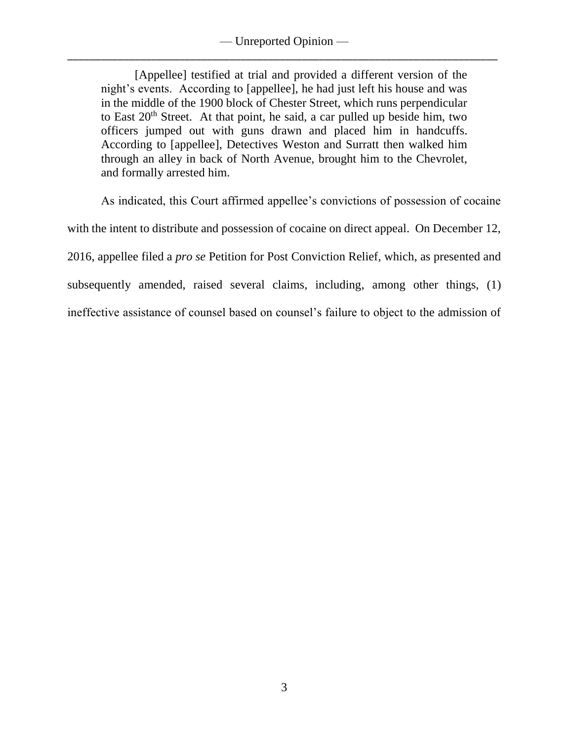> [Appellee] testified at trial and provided a different version of the night's events. According to [appellee], he had just left his house and was in the middle of the 1900 block of Chester Street, which runs perpendicular to East 20th Street. At that point, he said, a car pulled up beside him, two officers jumped out with guns drawn and placed him in handcuffs. According to [appellee], Detectives Weston and Surratt then walked him through an alley in back of North Avenue, brought him to the Chevrolet, and formally arrested him.

As indicated, this Court affirmed appellee's convictions of possession of cocaine with the intent to distribute and possession of cocaine on direct appeal. On December 12, 2016, appellee filed a *pro se* Petition for Post Conviction Relief, which, as presented and subsequently amended, raised several claims, including, among other things, (1) ineffective assistance of counsel based on counsel's failure to object to the admission of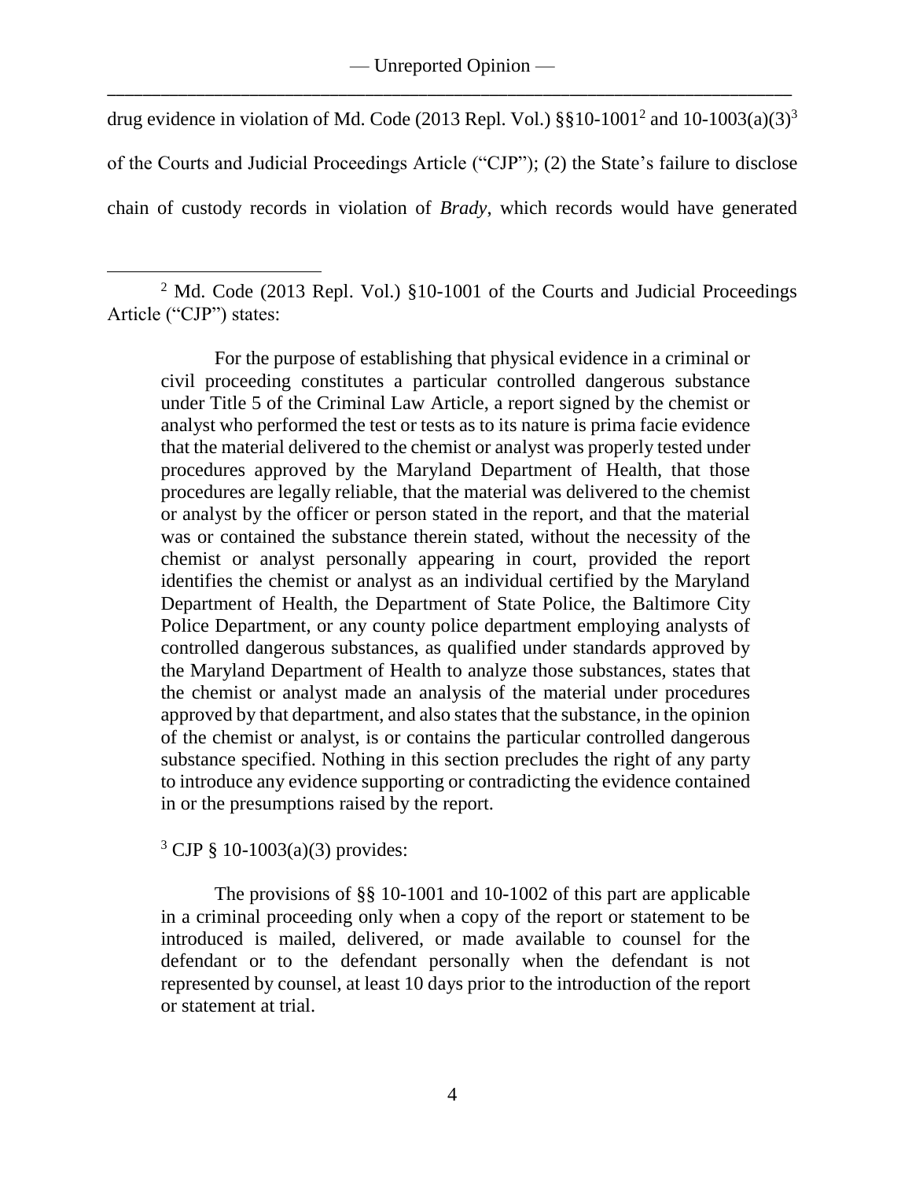drug evidence in violation of Md. Code (2013 Repl. Vol.) §§10-1001[2] and 10-1003(a)(3)[3] of the Courts and Judicial Proceedings Article ("CJP"); (2) the State's failure to disclose chain of custody records in violation of *Brady*, which records would have generated

---

[2] Md. Code (2013 Repl. Vol.) §10-1001 of the Courts and Judicial Proceedings Article ("CJP") states:

> For the purpose of establishing that physical evidence in a criminal or civil proceeding constitutes a particular controlled dangerous substance under Title 5 of the Criminal Law Article, a report signed by the chemist or analyst who performed the test or tests as to its nature is prima facie evidence that the material delivered to the chemist or analyst was properly tested under procedures approved by the Maryland Department of Health, that those procedures are legally reliable, that the material was delivered to the chemist or analyst by the officer or person stated in the report, and that the material was or contained the substance therein stated, without the necessity of the chemist or analyst personally appearing in court, provided the report identifies the chemist or analyst as an individual certified by the Maryland Department of Health, the Department of State Police, the Baltimore City Police Department, or any county police department employing analysts of controlled dangerous substances, as qualified under standards approved by the Maryland Department of Health to analyze those substances, states that the chemist or analyst made an analysis of the material under procedures approved by that department, and also states that the substance, in the opinion of the chemist or analyst, is or contains the particular controlled dangerous substance specified. Nothing in this section precludes the right of any party to introduce any evidence supporting or contradicting the evidence contained in or the presumptions raised by the report.

[3] CJP § 10-1003(a)(3) provides:

> The provisions of §§ 10-1001 and 10-1002 of this part are applicable in a criminal proceeding only when a copy of the report or statement to be introduced is mailed, delivered, or made available to counsel for the defendant or to the defendant personally when the defendant is not represented by counsel, at least 10 days prior to the introduction of the report or statement at trial.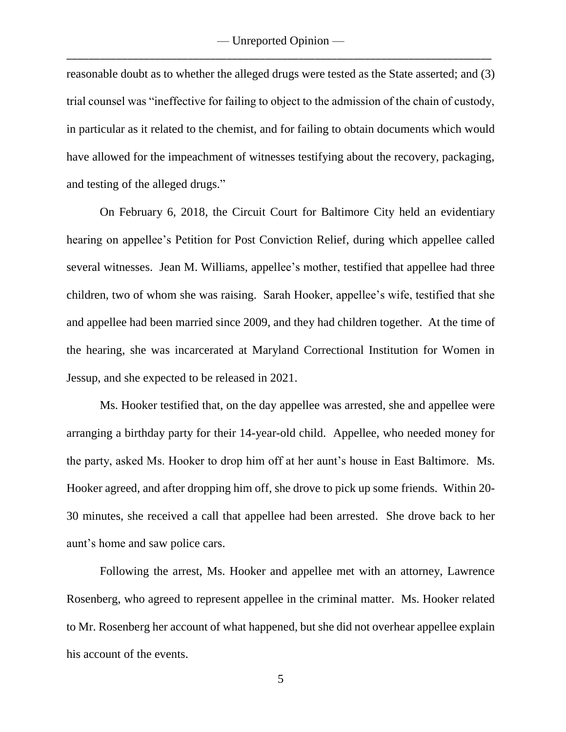reasonable doubt as to whether the alleged drugs were tested as the State asserted; and (3) trial counsel was "ineffective for failing to object to the admission of the chain of custody, in particular as it related to the chemist, and for failing to obtain documents which would have allowed for the impeachment of witnesses testifying about the recovery, packaging, and testing of the alleged drugs."

On February 6, 2018, the Circuit Court for Baltimore City held an evidentiary hearing on appellee's Petition for Post Conviction Relief, during which appellee called several witnesses. Jean M. Williams, appellee's mother, testified that appellee had three children, two of whom she was raising. Sarah Hooker, appellee's wife, testified that she and appellee had been married since 2009, and they had children together. At the time of the hearing, she was incarcerated at Maryland Correctional Institution for Women in Jessup, and she expected to be released in 2021.

Ms. Hooker testified that, on the day appellee was arrested, she and appellee were arranging a birthday party for their 14-year-old child. Appellee, who needed money for the party, asked Ms. Hooker to drop him off at her aunt's house in East Baltimore. Ms. Hooker agreed, and after dropping him off, she drove to pick up some friends. Within 20-30 minutes, she received a call that appellee had been arrested. She drove back to her aunt's home and saw police cars.

Following the arrest, Ms. Hooker and appellee met with an attorney, Lawrence Rosenberg, who agreed to represent appellee in the criminal matter. Ms. Hooker related to Mr. Rosenberg her account of what happened, but she did not overhear appellee explain his account of the events.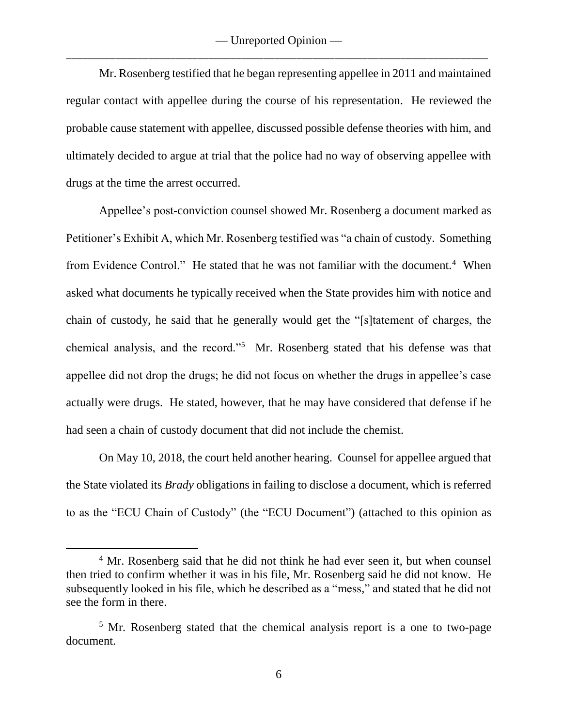Mr. Rosenberg testified that he began representing appellee in 2011 and maintained regular contact with appellee during the course of his representation. He reviewed the probable cause statement with appellee, discussed possible defense theories with him, and ultimately decided to argue at trial that the police had no way of observing appellee with drugs at the time the arrest occurred.

Appellee's post-conviction counsel showed Mr. Rosenberg a document marked as Petitioner's Exhibit A, which Mr. Rosenberg testified was "a chain of custody. Something from Evidence Control." He stated that he was not familiar with the document.[4] When asked what documents he typically received when the State provides him with notice and chain of custody, he said that he generally would get the "[s]tatement of charges, the chemical analysis, and the record."[5] Mr. Rosenberg stated that his defense was that appellee did not drop the drugs; he did not focus on whether the drugs in appellee's case actually were drugs. He stated, however, that he may have considered that defense if he had seen a chain of custody document that did not include the chemist.

On May 10, 2018, the court held another hearing. Counsel for appellee argued that the State violated its *Brady* obligations in failing to disclose a document, which is referred to as the "ECU Chain of Custody" (the "ECU Document") (attached to this opinion as

---

[4] Mr. Rosenberg said that he did not think he had ever seen it, but when counsel then tried to confirm whether it was in his file, Mr. Rosenberg said he did not know. He subsequently looked in his file, which he described as a "mess," and stated that he did not see the form in there.

[5] Mr. Rosenberg stated that the chemical analysis report is a one to two-page document.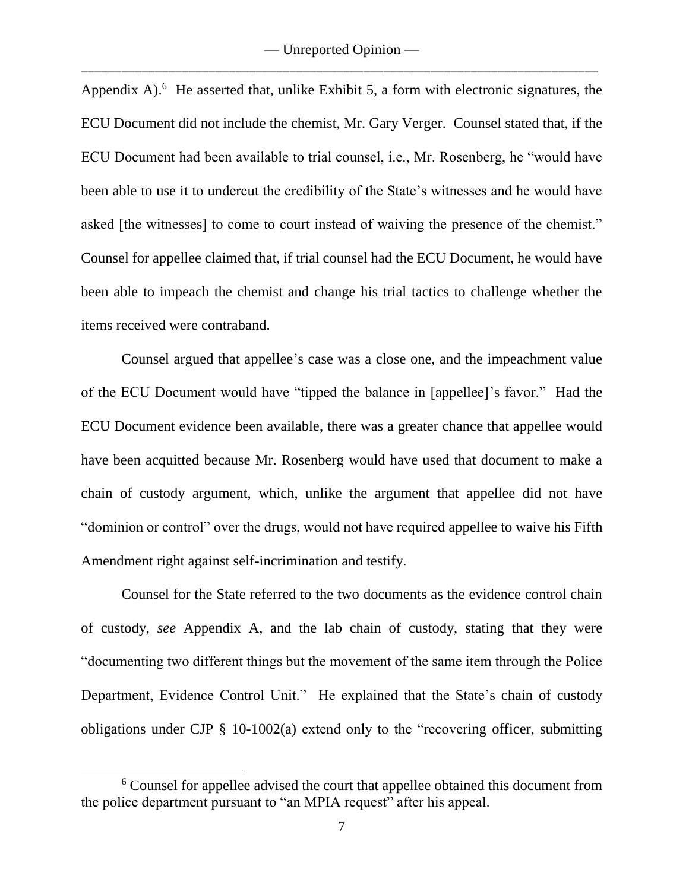Appendix A).[6] He asserted that, unlike Exhibit 5, a form with electronic signatures, the ECU Document did not include the chemist, Mr. Gary Verger. Counsel stated that, if the ECU Document had been available to trial counsel, i.e., Mr. Rosenberg, he "would have been able to use it to undercut the credibility of the State's witnesses and he would have asked [the witnesses] to come to court instead of waiving the presence of the chemist." Counsel for appellee claimed that, if trial counsel had the ECU Document, he would have been able to impeach the chemist and change his trial tactics to challenge whether the items received were contraband.

Counsel argued that appellee's case was a close one, and the impeachment value of the ECU Document would have "tipped the balance in [appellee]'s favor." Had the ECU Document evidence been available, there was a greater chance that appellee would have been acquitted because Mr. Rosenberg would have used that document to make a chain of custody argument, which, unlike the argument that appellee did not have "dominion or control" over the drugs, would not have required appellee to waive his Fifth Amendment right against self-incrimination and testify.

Counsel for the State referred to the two documents as the evidence control chain of custody, *see* Appendix A, and the lab chain of custody, stating that they were "documenting two different things but the movement of the same item through the Police Department, Evidence Control Unit." He explained that the State's chain of custody obligations under CJP § 10-1002(a) extend only to the "recovering officer, submitting

[6] Counsel for appellee advised the court that appellee obtained this document from the police department pursuant to "an MPIA request" after his appeal.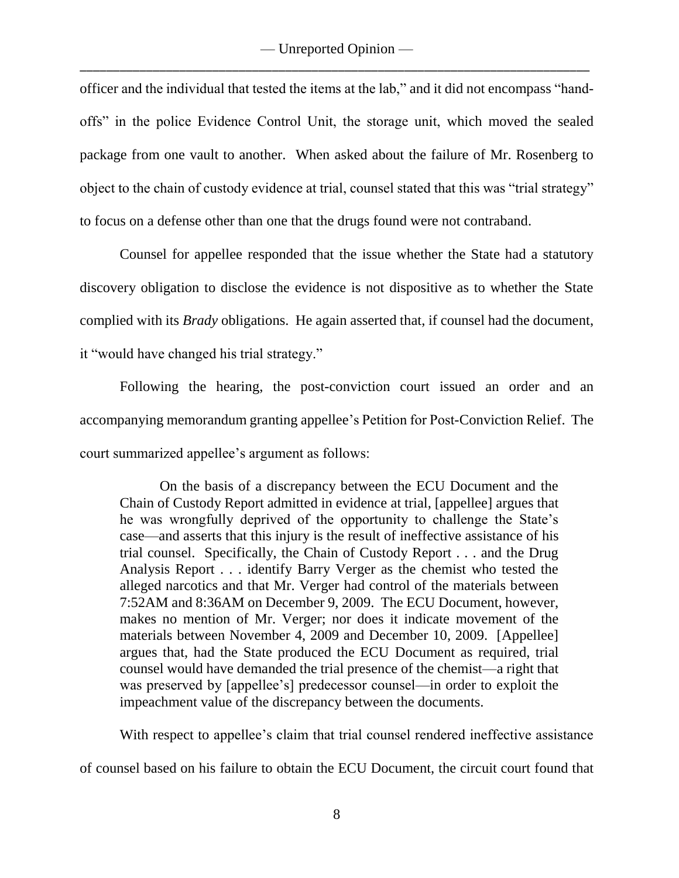officer and the individual that tested the items at the lab," and it did not encompass "hand-offs" in the police Evidence Control Unit, the storage unit, which moved the sealed package from one vault to another. When asked about the failure of Mr. Rosenberg to object to the chain of custody evidence at trial, counsel stated that this was "trial strategy" to focus on a defense other than one that the drugs found were not contraband.

Counsel for appellee responded that the issue whether the State had a statutory discovery obligation to disclose the evidence is not dispositive as to whether the State complied with its *Brady* obligations. He again asserted that, if counsel had the document, it "would have changed his trial strategy."

Following the hearing, the post-conviction court issued an order and an accompanying memorandum granting appellee's Petition for Post-Conviction Relief. The court summarized appellee's argument as follows:

> On the basis of a discrepancy between the ECU Document and the Chain of Custody Report admitted in evidence at trial, [appellee] argues that he was wrongfully deprived of the opportunity to challenge the State's case—and asserts that this injury is the result of ineffective assistance of his trial counsel. Specifically, the Chain of Custody Report . . . and the Drug Analysis Report . . . identify Barry Verger as the chemist who tested the alleged narcotics and that Mr. Verger had control of the materials between 7:52AM and 8:36AM on December 9, 2009. The ECU Document, however, makes no mention of Mr. Verger; nor does it indicate movement of the materials between November 4, 2009 and December 10, 2009. [Appellee] argues that, had the State produced the ECU Document as required, trial counsel would have demanded the trial presence of the chemist—a right that was preserved by [appellee's] predecessor counsel—in order to exploit the impeachment value of the discrepancy between the documents.

With respect to appellee's claim that trial counsel rendered ineffective assistance of counsel based on his failure to obtain the ECU Document, the circuit court found that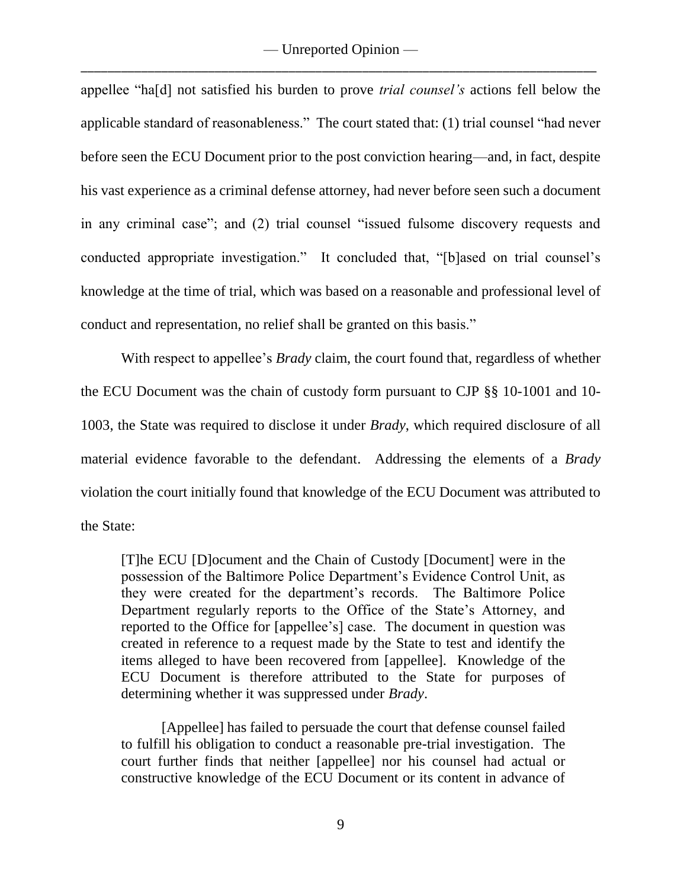appellee "ha[d] not satisfied his burden to prove *trial counsel's* actions fell below the applicable standard of reasonableness." The court stated that: (1) trial counsel "had never before seen the ECU Document prior to the post conviction hearing—and, in fact, despite his vast experience as a criminal defense attorney, had never before seen such a document in any criminal case"; and (2) trial counsel "issued fulsome discovery requests and conducted appropriate investigation." It concluded that, "[b]ased on trial counsel's knowledge at the time of trial, which was based on a reasonable and professional level of conduct and representation, no relief shall be granted on this basis."

With respect to appellee's *Brady* claim, the court found that, regardless of whether the ECU Document was the chain of custody form pursuant to CJP §§ 10-1001 and 10-1003, the State was required to disclose it under *Brady*, which required disclosure of all material evidence favorable to the defendant. Addressing the elements of a *Brady* violation the court initially found that knowledge of the ECU Document was attributed to the State:

> [T]he ECU [D]ocument and the Chain of Custody [Document] were in the possession of the Baltimore Police Department's Evidence Control Unit, as they were created for the department's records. The Baltimore Police Department regularly reports to the Office of the State's Attorney, and reported to the Office for [appellee's] case. The document in question was created in reference to a request made by the State to test and identify the items alleged to have been recovered from [appellee]. Knowledge of the ECU Document is therefore attributed to the State for purposes of determining whether it was suppressed under *Brady*.
>
> [Appellee] has failed to persuade the court that defense counsel failed to fulfill his obligation to conduct a reasonable pre-trial investigation. The court further finds that neither [appellee] nor his counsel had actual or constructive knowledge of the ECU Document or its content in advance of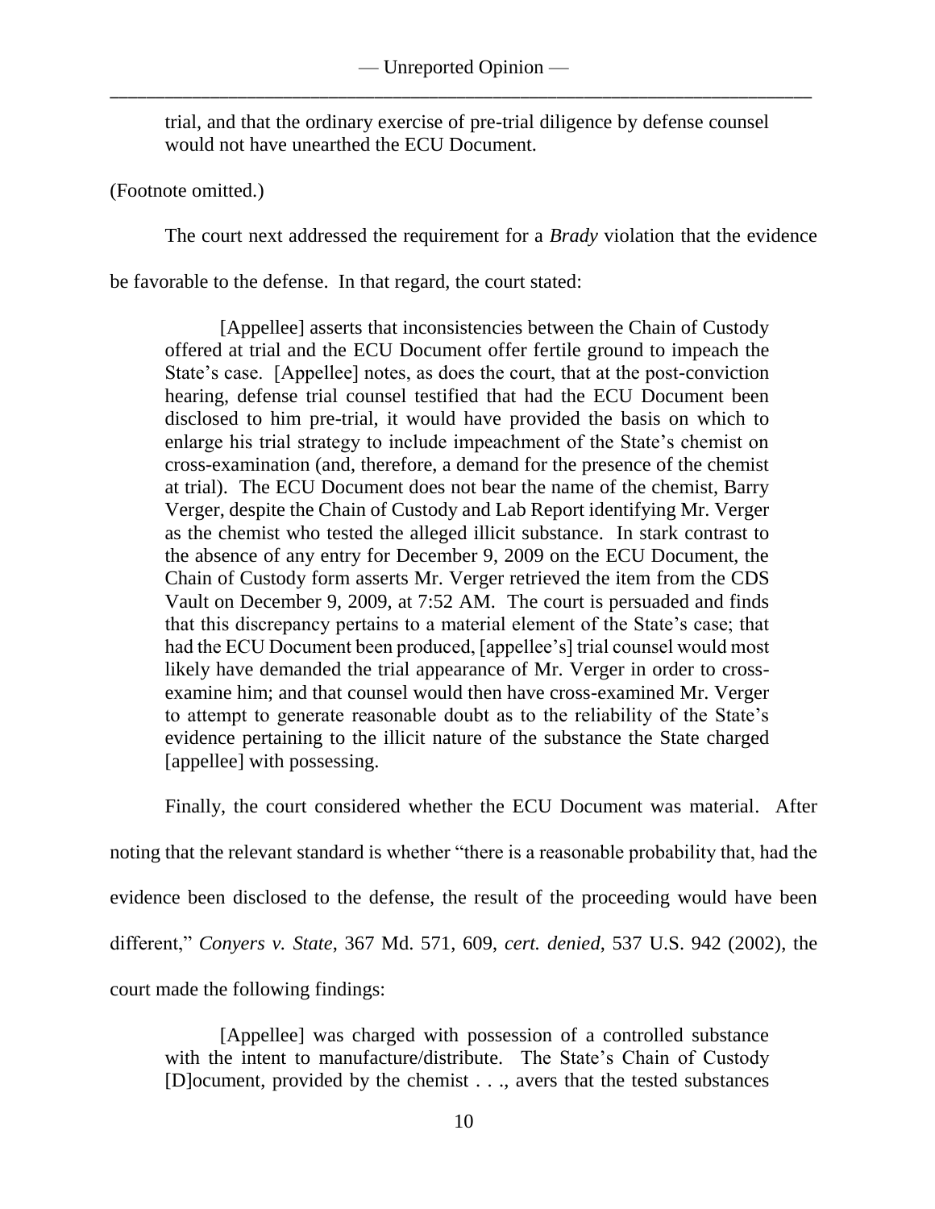> trial, and that the ordinary exercise of pre-trial diligence by defense counsel would not have unearthed the ECU Document.

(Footnote omitted.)

The court next addressed the requirement for a *Brady* violation that the evidence be favorable to the defense. In that regard, the court stated:

> [Appellee] asserts that inconsistencies between the Chain of Custody offered at trial and the ECU Document offer fertile ground to impeach the State's case. [Appellee] notes, as does the court, that at the post-conviction hearing, defense trial counsel testified that had the ECU Document been disclosed to him pre-trial, it would have provided the basis on which to enlarge his trial strategy to include impeachment of the State's chemist on cross-examination (and, therefore, a demand for the presence of the chemist at trial). The ECU Document does not bear the name of the chemist, Barry Verger, despite the Chain of Custody and Lab Report identifying Mr. Verger as the chemist who tested the alleged illicit substance. In stark contrast to the absence of any entry for December 9, 2009 on the ECU Document, the Chain of Custody form asserts Mr. Verger retrieved the item from the CDS Vault on December 9, 2009, at 7:52 AM. The court is persuaded and finds that this discrepancy pertains to a material element of the State's case; that had the ECU Document been produced, [appellee's] trial counsel would most likely have demanded the trial appearance of Mr. Verger in order to cross-examine him; and that counsel would then have cross-examined Mr. Verger to attempt to generate reasonable doubt as to the reliability of the State's evidence pertaining to the illicit nature of the substance the State charged [appellee] with possessing.

Finally, the court considered whether the ECU Document was material. After noting that the relevant standard is whether "there is a reasonable probability that, had the evidence been disclosed to the defense, the result of the proceeding would have been different," *Conyers v. State*, 367 Md. 571, 609, *cert. denied*, 537 U.S. 942 (2002), the court made the following findings:

> [Appellee] was charged with possession of a controlled substance with the intent to manufacture/distribute. The State's Chain of Custody [D]ocument, provided by the chemist . . ., avers that the tested substances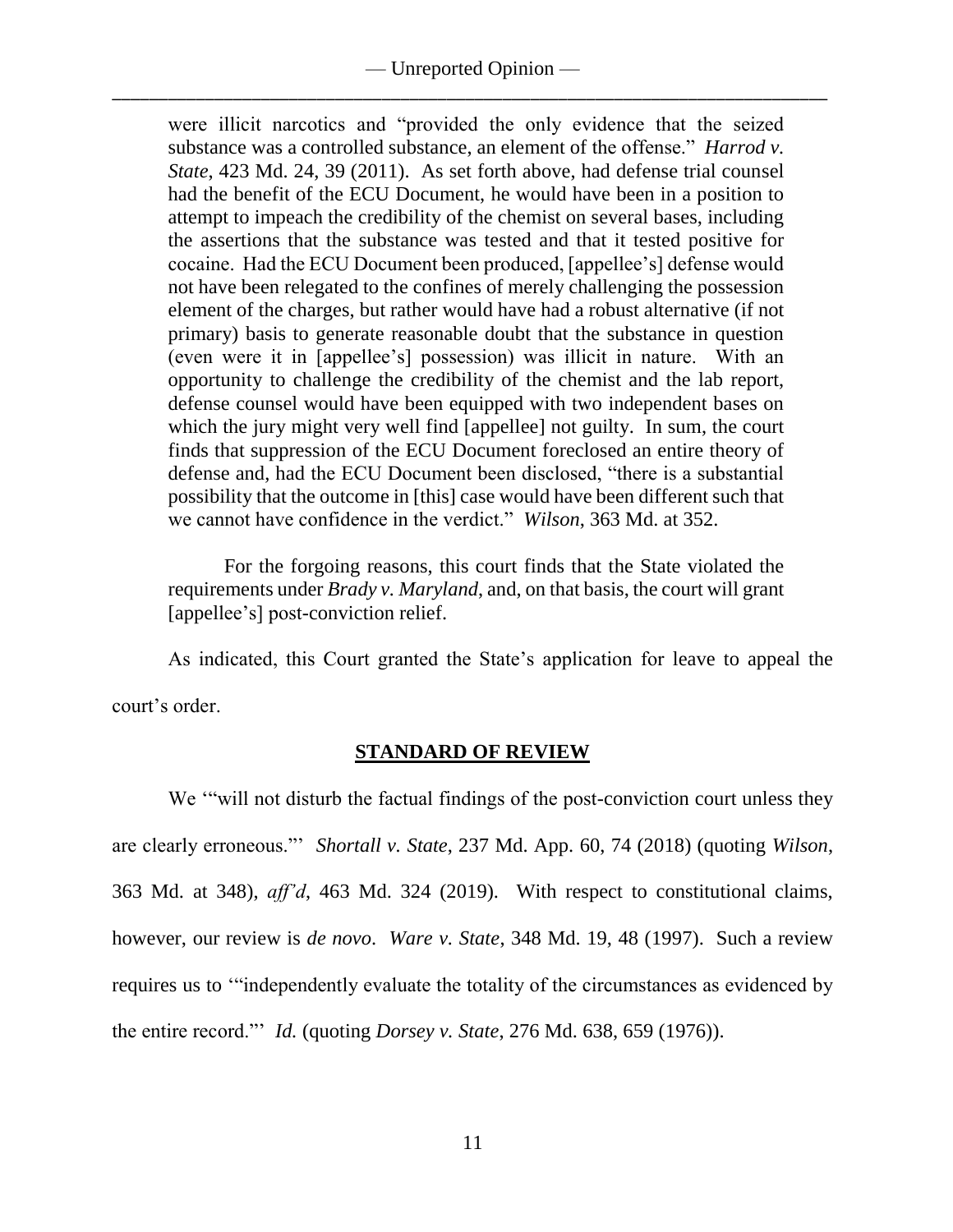were illicit narcotics and "provided the only evidence that the seized substance was a controlled substance, an element of the offense." *Harrod v. State*, 423 Md. 24, 39 (2011). As set forth above, had defense trial counsel had the benefit of the ECU Document, he would have been in a position to attempt to impeach the credibility of the chemist on several bases, including the assertions that the substance was tested and that it tested positive for cocaine. Had the ECU Document been produced, [appellee's] defense would not have been relegated to the confines of merely challenging the possession element of the charges, but rather would have had a robust alternative (if not primary) basis to generate reasonable doubt that the substance in question (even were it in [appellee's] possession) was illicit in nature. With an opportunity to challenge the credibility of the chemist and the lab report, defense counsel would have been equipped with two independent bases on which the jury might very well find [appellee] not guilty. In sum, the court finds that suppression of the ECU Document foreclosed an entire theory of defense and, had the ECU Document been disclosed, "there is a substantial possibility that the outcome in [this] case would have been different such that we cannot have confidence in the verdict." *Wilson*, 363 Md. at 352.

> For the forgoing reasons, this court finds that the State violated the requirements under *Brady v. Maryland*, and, on that basis, the court will grant [appellee's] post-conviction relief.

As indicated, this Court granted the State's application for leave to appeal the court's order.

## STANDARD OF REVIEW

We '"will not disturb the factual findings of the post-conviction court unless they are clearly erroneous."' *Shortall v. State*, 237 Md. App. 60, 74 (2018) (quoting *Wilson*, 363 Md. at 348), *aff'd*, 463 Md. 324 (2019). With respect to constitutional claims, however, our review is *de novo*. *Ware v. State*, 348 Md. 19, 48 (1997). Such a review requires us to '"independently evaluate the totality of the circumstances as evidenced by the entire record."' *Id.* (quoting *Dorsey v. State*, 276 Md. 638, 659 (1976)).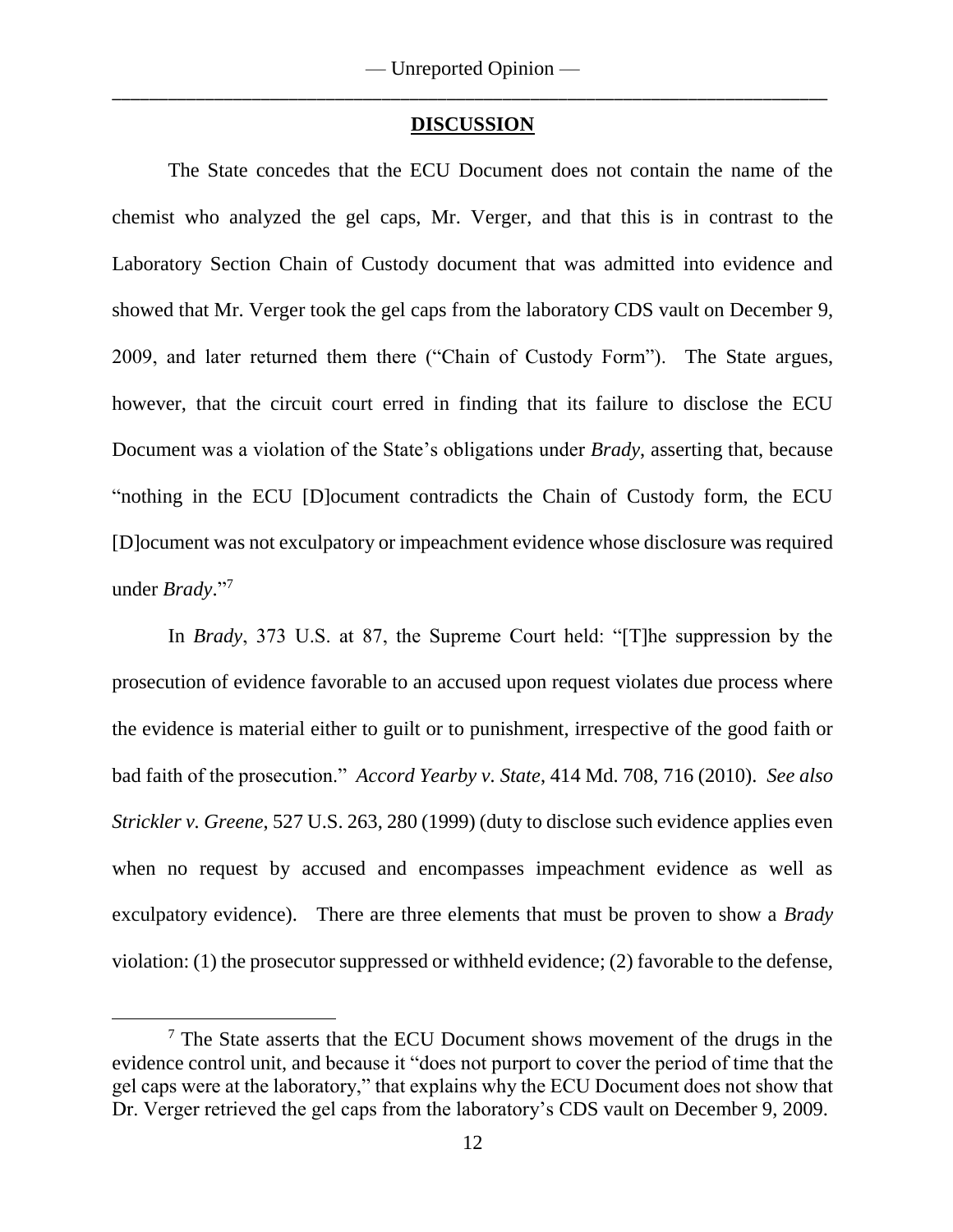## DISCUSSION

The State concedes that the ECU Document does not contain the name of the chemist who analyzed the gel caps, Mr. Verger, and that this is in contrast to the Laboratory Section Chain of Custody document that was admitted into evidence and showed that Mr. Verger took the gel caps from the laboratory CDS vault on December 9, 2009, and later returned them there ("Chain of Custody Form"). The State argues, however, that the circuit court erred in finding that its failure to disclose the ECU Document was a violation of the State's obligations under *Brady*, asserting that, because "nothing in the ECU [D]ocument contradicts the Chain of Custody form, the ECU [D]ocument was not exculpatory or impeachment evidence whose disclosure was required under *Brady*."[7]

In *Brady*, 373 U.S. at 87, the Supreme Court held: "[T]he suppression by the prosecution of evidence favorable to an accused upon request violates due process where the evidence is material either to guilt or to punishment, irrespective of the good faith or bad faith of the prosecution." *Accord Yearby v. State*, 414 Md. 708, 716 (2010). *See also Strickler v. Greene*, 527 U.S. 263, 280 (1999) (duty to disclose such evidence applies even when no request by accused and encompasses impeachment evidence as well as exculpatory evidence). There are three elements that must be proven to show a *Brady* violation: (1) the prosecutor suppressed or withheld evidence; (2) favorable to the defense,

---

[7] The State asserts that the ECU Document shows movement of the drugs in the evidence control unit, and because it "does not purport to cover the period of time that the gel caps were at the laboratory," that explains why the ECU Document does not show that Dr. Verger retrieved the gel caps from the laboratory's CDS vault on December 9, 2009.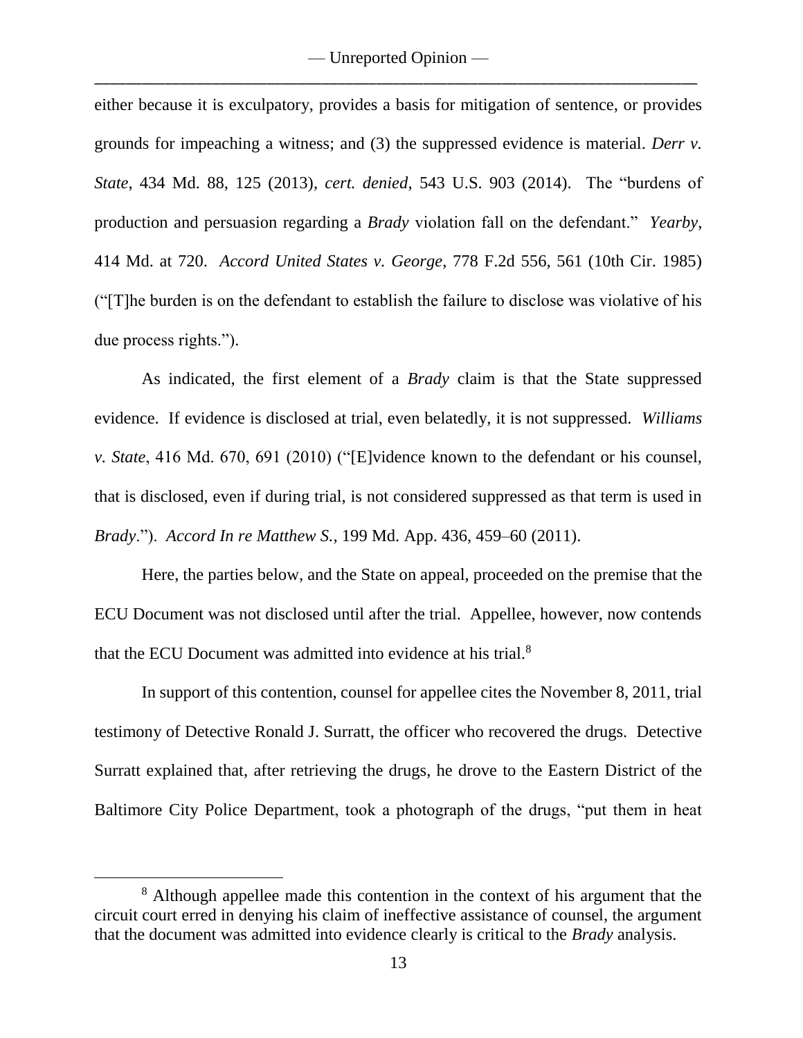either because it is exculpatory, provides a basis for mitigation of sentence, or provides grounds for impeaching a witness; and (3) the suppressed evidence is material. *Derr v. State*, 434 Md. 88, 125 (2013), *cert. denied*, 543 U.S. 903 (2014). The "burdens of production and persuasion regarding a *Brady* violation fall on the defendant." *Yearby*, 414 Md. at 720. *Accord United States v. George*, 778 F.2d 556, 561 (10th Cir. 1985) ("[T]he burden is on the defendant to establish the failure to disclose was violative of his due process rights.").

As indicated, the first element of a *Brady* claim is that the State suppressed evidence. If evidence is disclosed at trial, even belatedly, it is not suppressed. *Williams v. State*, 416 Md. 670, 691 (2010) ("[E]vidence known to the defendant or his counsel, that is disclosed, even if during trial, is not considered suppressed as that term is used in *Brady*."). *Accord In re Matthew S.*, 199 Md. App. 436, 459–60 (2011).

Here, the parties below, and the State on appeal, proceeded on the premise that the ECU Document was not disclosed until after the trial. Appellee, however, now contends that the ECU Document was admitted into evidence at his trial.[8]

In support of this contention, counsel for appellee cites the November 8, 2011, trial testimony of Detective Ronald J. Surratt, the officer who recovered the drugs. Detective Surratt explained that, after retrieving the drugs, he drove to the Eastern District of the Baltimore City Police Department, took a photograph of the drugs, "put them in heat

---

[8] Although appellee made this contention in the context of his argument that the circuit court erred in denying his claim of ineffective assistance of counsel, the argument that the document was admitted into evidence clearly is critical to the *Brady* analysis.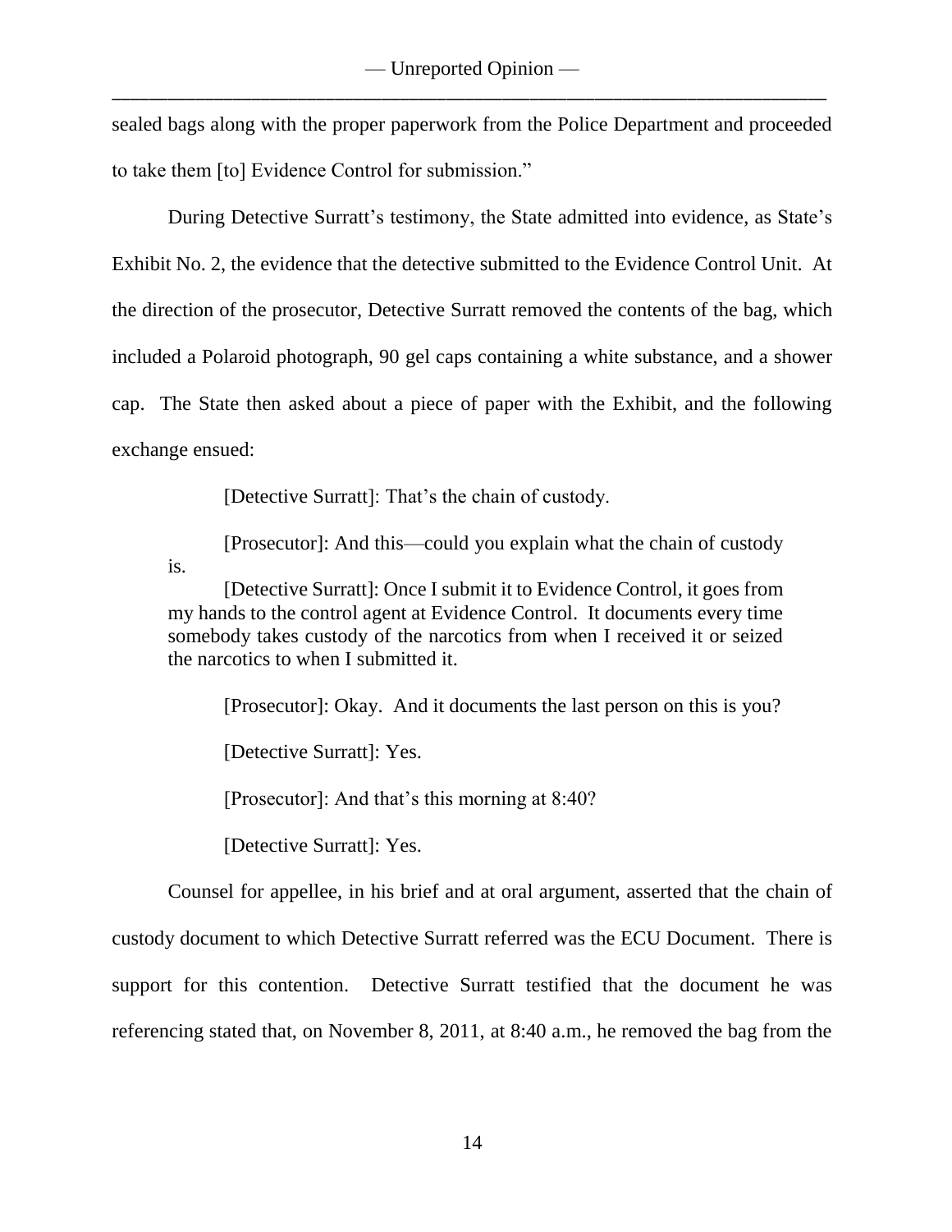sealed bags along with the proper paperwork from the Police Department and proceeded to take them [to] Evidence Control for submission."

During Detective Surratt's testimony, the State admitted into evidence, as State's Exhibit No. 2, the evidence that the detective submitted to the Evidence Control Unit. At the direction of the prosecutor, Detective Surratt removed the contents of the bag, which included a Polaroid photograph, 90 gel caps containing a white substance, and a shower cap. The State then asked about a piece of paper with the Exhibit, and the following exchange ensued:

> [Detective Surratt]: That's the chain of custody.
>
> [Prosecutor]: And this—could you explain what the chain of custody is.
>
> [Detective Surratt]: Once I submit it to Evidence Control, it goes from my hands to the control agent at Evidence Control. It documents every time somebody takes custody of the narcotics from when I received it or seized the narcotics to when I submitted it.
>
> [Prosecutor]: Okay. And it documents the last person on this is you?
>
> [Detective Surratt]: Yes.
>
> [Prosecutor]: And that's this morning at 8:40?
>
> [Detective Surratt]: Yes.

Counsel for appellee, in his brief and at oral argument, asserted that the chain of custody document to which Detective Surratt referred was the ECU Document. There is support for this contention. Detective Surratt testified that the document he was referencing stated that, on November 8, 2011, at 8:40 a.m., he removed the bag from the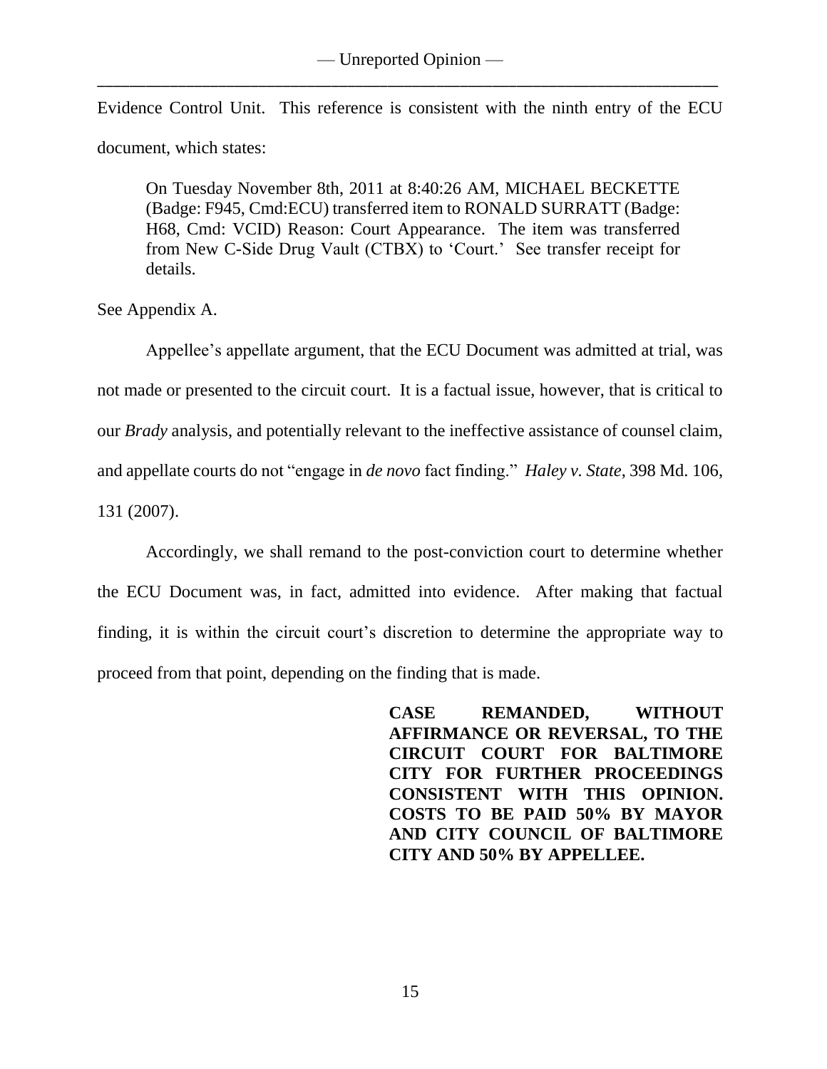Evidence Control Unit. This reference is consistent with the ninth entry of the ECU document, which states:

> On Tuesday November 8th, 2011 at 8:40:26 AM, MICHAEL BECKETTE (Badge: F945, Cmd:ECU) transferred item to RONALD SURRATT (Badge: H68, Cmd: VCID) Reason: Court Appearance. The item was transferred from New C-Side Drug Vault (CTBX) to 'Court.' See transfer receipt for details.

See Appendix A.

Appellee's appellate argument, that the ECU Document was admitted at trial, was not made or presented to the circuit court. It is a factual issue, however, that is critical to our *Brady* analysis, and potentially relevant to the ineffective assistance of counsel claim, and appellate courts do not "engage in *de novo* fact finding." *Haley v. State*, 398 Md. 106, 131 (2007).

Accordingly, we shall remand to the post-conviction court to determine whether the ECU Document was, in fact, admitted into evidence. After making that factual finding, it is within the circuit court's discretion to determine the appropriate way to proceed from that point, depending on the finding that is made.

**CASE REMANDED, WITHOUT AFFIRMANCE OR REVERSAL, TO THE CIRCUIT COURT FOR BALTIMORE CITY FOR FURTHER PROCEEDINGS CONSISTENT WITH THIS OPINION. COSTS TO BE PAID 50% BY MAYOR AND CITY COUNCIL OF BALTIMORE CITY AND 50% BY APPELLEE.**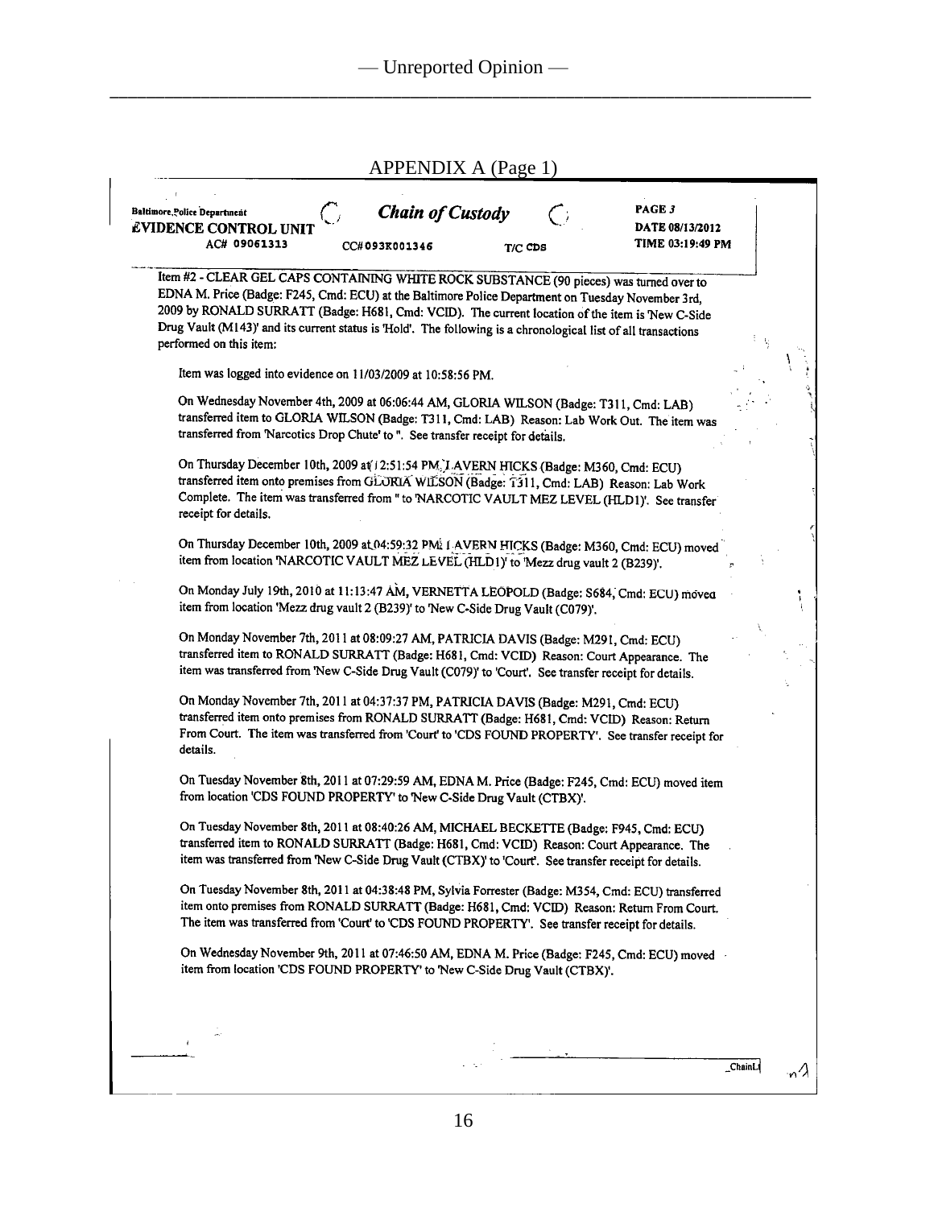APPENDIX A (Page 1)

**Baltimore Police Department**
**EVIDENCE CONTROL UNIT**
AC# 09061313 CC#093K001346 T/C CDS

***Chain of Custody***

PAGE 3
DATE 08/13/2012
TIME 03:19:49 PM

Item #2 - CLEAR GEL CAPS CONTAINING WHITE ROCK SUBSTANCE (90 pieces) was turned over to EDNA M. Price (Badge: F245, Cmd: ECU) at the Baltimore Police Department on Tuesday November 3rd, 2009 by RONALD SURRATT (Badge: H681, Cmd: VCID). The current location of the item is 'New C-Side Drug Vault (M143)' and its current status is 'Hold'. The following is a chronological list of all transactions performed on this item:

Item was logged into evidence on 11/03/2009 at 10:58:56 PM.

On Wednesday November 4th, 2009 at 06:06:44 AM, GLORIA WILSON (Badge: T311, Cmd: LAB) transferred item to GLORIA WILSON (Badge: T311, Cmd: LAB) Reason: Lab Work Out. The item was transferred from 'Narcotics Drop Chute' to ''. See transfer receipt for details.

On Thursday December 10th, 2009 at 12:51:54 PM, LAVERN HICKS (Badge: M360, Cmd: ECU) transferred item onto premises from GLORIA WILSON (Badge: T311, Cmd: LAB) Reason: Lab Work Complete. The item was transferred from '' to 'NARCOTIC VAULT MEZ LEVEL (HLD1)'. See transfer receipt for details.

On Thursday December 10th, 2009 at 04:59:32 PM, LAVERN HICKS (Badge: M360, Cmd: ECU) moved item from location 'NARCOTIC VAULT MEZ LEVEL (HLD1)' to 'Mezz drug vault 2 (B239)'.

On Monday July 19th, 2010 at 11:13:47 AM, VERNETTA LEOPOLD (Badge: S684, Cmd: ECU) moved item from location 'Mezz drug vault 2 (B239)' to 'New C-Side Drug Vault (C079)'.

On Monday November 7th, 2011 at 08:09:27 AM, PATRICIA DAVIS (Badge: M291, Cmd: ECU) transferred item to RONALD SURRATT (Badge: H681, Cmd: VCID) Reason: Court Appearance. The item was transferred from 'New C-Side Drug Vault (C079)' to 'Court'. See transfer receipt for details.

On Monday November 7th, 2011 at 04:37:37 PM, PATRICIA DAVIS (Badge: M291, Cmd: ECU) transferred item onto premises from RONALD SURRATT (Badge: H681, Cmd: VCID) Reason: Return From Court. The item was transferred from 'Court' to 'CDS FOUND PROPERTY'. See transfer receipt for details.

On Tuesday November 8th, 2011 at 07:29:59 AM, EDNA M. Price (Badge: F245, Cmd: ECU) moved item from location 'CDS FOUND PROPERTY' to 'New C-Side Drug Vault (CTBX)'.

On Tuesday November 8th, 2011 at 08:40:26 AM, MICHAEL BECKETTE (Badge: F945, Cmd: ECU) transferred item to RONALD SURRATT (Badge: H681, Cmd: VCID) Reason: Court Appearance. The item was transferred from 'New C-Side Drug Vault (CTBX)' to 'Court'. See transfer receipt for details.

On Tuesday November 8th, 2011 at 04:38:48 PM, Sylvia Forrester (Badge: M354, Cmd: ECU) transferred item onto premises from RONALD SURRATT (Badge: H681, Cmd: VCID) Reason: Return From Court. The item was transferred from 'Court' to 'CDS FOUND PROPERTY'. See transfer receipt for details.

On Wednesday November 9th, 2011 at 07:46:50 AM, EDNA M. Price (Badge: F245, Cmd: ECU) moved item from location 'CDS FOUND PROPERTY' to 'New C-Side Drug Vault (CTBX)'.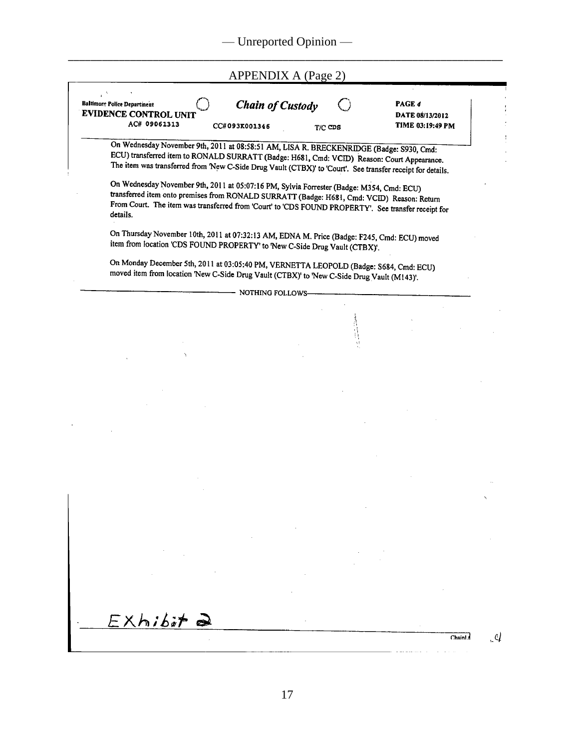APPENDIX A (Page 2)

Baltimore Police Department
**EVIDENCE CONTROL UNIT**
AC# 09061313

***Chain of Custody***

CC#093K001346

T/C CDS

**PAGE 4**
**DATE 08/13/2012**
**TIME 03:19:49 PM**

On Wednesday November 9th, 2011 at 08:58:51 AM, LISA R. BRECKENRIDGE (Badge: S930, Cmd: ECU) transferred item to RONALD SURRATT (Badge: H681, Cmd: VCID) Reason: Court Appearance. The item was transferred from 'New C-Side Drug Vault (CTBX)' to 'Court'. See transfer receipt for details.

On Wednesday November 9th, 2011 at 05:07:16 PM, Sylvia Forrester (Badge: M354, Cmd: ECU) transferred item onto premises from RONALD SURRATT (Badge: H681, Cmd: VCID) Reason: Return From Court. The item was transferred from 'Court' to 'CDS FOUND PROPERTY'. See transfer receipt for details.

On Thursday November 10th, 2011 at 07:32:13 AM, EDNA M. Price (Badge: F245, Cmd: ECU) moved item from location 'CDS FOUND PROPERTY' to 'New C-Side Drug Vault (CTBX)'.

On Monday December 5th, 2011 at 03:05:40 PM, VERNETTA LEOPOLD (Badge: S684, Cmd: ECU) moved item from location 'New C-Side Drug Vault (CTBX)' to 'New C-Side Drug Vault (M143)'.

NOTHING FOLLOWS

Exhibit 2

ChainLd